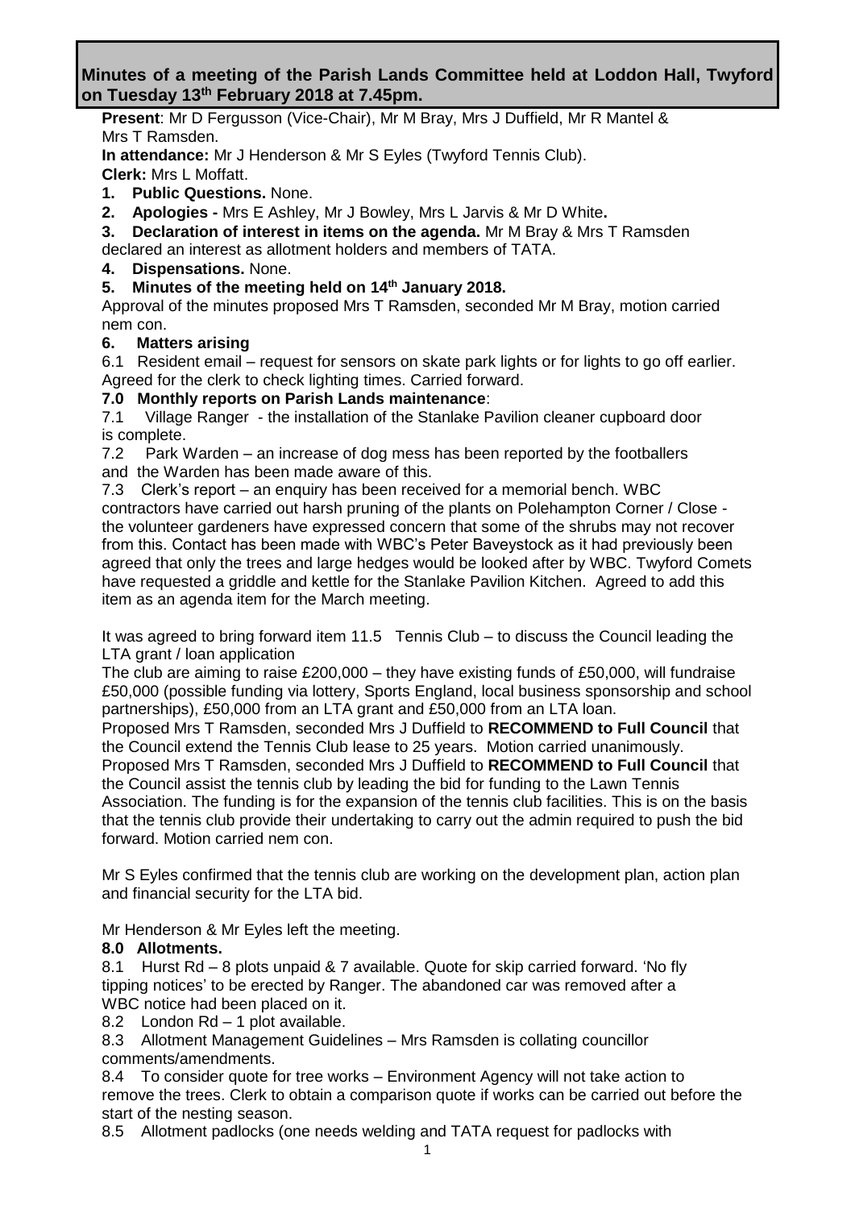# Minutes of a meeting of the Parish Lands Committee held at Loddon Hall, Twyford on Tuesday 13th February 2018 at 7.45pm.

**Present**: Mr D Fergusson (Vice-Chair), Mr M Bray, Mrs J Duffield, Mr R Mantel & Mrs T Ramsden.

**In attendance:** Mr J Henderson & Mr S Eyles (Twyford Tennis Club).

**Clerk:** Mrs L Moffatt.

1. **Public Questions.** None.
2. **Apologies -** Mrs E Ashley, Mr J Bowley, Mrs L Jarvis & Mr D White**.**
3. **Declaration of interest in items on the agenda.** Mr M Bray & Mrs T Ramsden declared an interest as allotment holders and members of TATA.
4. **Dispensations.** None.
5. **Minutes of the meeting held on 14th January 2018.**

Approval of the minutes proposed Mrs T Ramsden, seconded Mr M Bray, motion carried nem con.

6. **Matters arising**

6.1 Resident email – request for sensors on skate park lights or for lights to go off earlier. Agreed for the clerk to check lighting times. Carried forward.

**7.0 Monthly reports on Parish Lands maintenance**:

7.1 Village Ranger - the installation of the Stanlake Pavilion cleaner cupboard door is complete.

7.2 Park Warden – an increase of dog mess has been reported by the footballers and the Warden has been made aware of this.

7.3 Clerk's report – an enquiry has been received for a memorial bench. WBC contractors have carried out harsh pruning of the plants on Polehampton Corner / Close - the volunteer gardeners have expressed concern that some of the shrubs may not recover from this. Contact has been made with WBC's Peter Baveystock as it had previously been agreed that only the trees and large hedges would be looked after by WBC. Twyford Comets have requested a griddle and kettle for the Stanlake Pavilion Kitchen. Agreed to add this item as an agenda item for the March meeting.

It was agreed to bring forward item 11.5 Tennis Club – to discuss the Council leading the LTA grant / loan application

The club are aiming to raise £200,000 – they have existing funds of £50,000, will fundraise £50,000 (possible funding via lottery, Sports England, local business sponsorship and school partnerships), £50,000 from an LTA grant and £50,000 from an LTA loan.

Proposed Mrs T Ramsden, seconded Mrs J Duffield to **RECOMMEND to Full Council** that the Council extend the Tennis Club lease to 25 years. Motion carried unanimously.

Proposed Mrs T Ramsden, seconded Mrs J Duffield to **RECOMMEND to Full Council** that the Council assist the tennis club by leading the bid for funding to the Lawn Tennis Association. The funding is for the expansion of the tennis club facilities. This is on the basis that the tennis club provide their undertaking to carry out the admin required to push the bid forward. Motion carried nem con.

Mr S Eyles confirmed that the tennis club are working on the development plan, action plan and financial security for the LTA bid.

Mr Henderson & Mr Eyles left the meeting.

**8.0 Allotments.**

8.1 Hurst Rd – 8 plots unpaid & 7 available. Quote for skip carried forward. 'No fly tipping notices' to be erected by Ranger. The abandoned car was removed after a WBC notice had been placed on it.

8.2 London Rd – 1 plot available.

8.3 Allotment Management Guidelines – Mrs Ramsden is collating councillor comments/amendments.

8.4 To consider quote for tree works – Environment Agency will not take action to remove the trees. Clerk to obtain a comparison quote if works can be carried out before the start of the nesting season.

8.5 Allotment padlocks (one needs welding and TATA request for padlocks with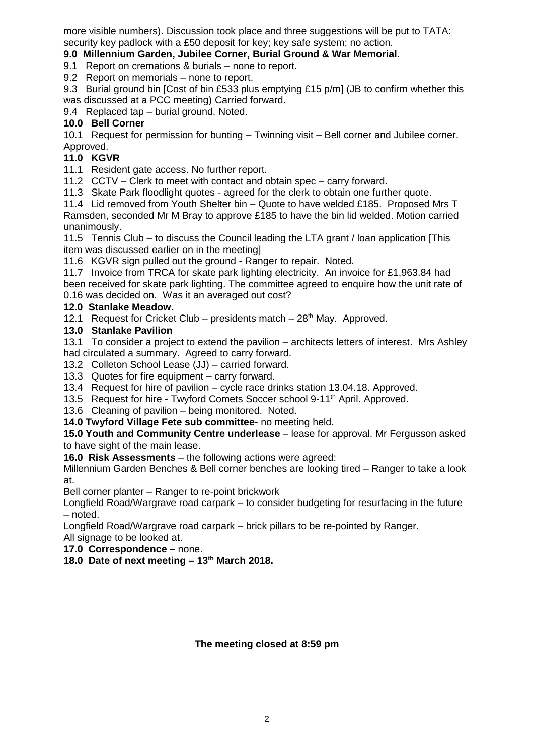more visible numbers). Discussion took place and three suggestions will be put to TATA: security key padlock with a £50 deposit for key; key safe system; no action.

**9.0 Millennium Garden, Jubilee Corner, Burial Ground & War Memorial.**

9.1 Report on cremations & burials – none to report.

9.2 Report on memorials – none to report.

9.3 Burial ground bin [Cost of bin £533 plus emptying £15 p/m] (JB to confirm whether this was discussed at a PCC meeting) Carried forward.

9.4 Replaced tap – burial ground. Noted.

**10.0 Bell Corner**

10.1 Request for permission for bunting – Twinning visit – Bell corner and Jubilee corner. Approved.

**11.0 KGVR**

11.1 Resident gate access. No further report.

11.2 CCTV – Clerk to meet with contact and obtain spec – carry forward.

11.3 Skate Park floodlight quotes - agreed for the clerk to obtain one further quote.

11.4 Lid removed from Youth Shelter bin – Quote to have welded £185. Proposed Mrs T Ramsden, seconded Mr M Bray to approve £185 to have the bin lid welded. Motion carried unanimously.

11.5 Tennis Club – to discuss the Council leading the LTA grant / loan application [This item was discussed earlier on in the meeting]

11.6 KGVR sign pulled out the ground - Ranger to repair. Noted.

11.7 Invoice from TRCA for skate park lighting electricity. An invoice for £1,963.84 had been received for skate park lighting. The committee agreed to enquire how the unit rate of 0.16 was decided on. Was it an averaged out cost?

**12.0 Stanlake Meadow.**

12.1 Request for Cricket Club – presidents match – 28th May. Approved.

**13.0 Stanlake Pavilion**

13.1 To consider a project to extend the pavilion – architects letters of interest. Mrs Ashley had circulated a summary. Agreed to carry forward.

13.2 Colleton School Lease (JJ) – carried forward.

13.3 Quotes for fire equipment – carry forward.

13.4 Request for hire of pavilion – cycle race drinks station 13.04.18. Approved.

13.5 Request for hire - Twyford Comets Soccer school 9-11th April. Approved.

13.6 Cleaning of pavilion – being monitored. Noted.

**14.0 Twyford Village Fete sub committee**- no meeting held.

**15.0 Youth and Community Centre underlease** – lease for approval. Mr Fergusson asked to have sight of the main lease.

**16.0 Risk Assessments** – the following actions were agreed:

Millennium Garden Benches & Bell corner benches are looking tired – Ranger to take a look at.

Bell corner planter – Ranger to re-point brickwork

Longfield Road/Wargrave road carpark – to consider budgeting for resurfacing in the future – noted.

Longfield Road/Wargrave road carpark – brick pillars to be re-pointed by Ranger.

All signage to be looked at.

**17.0 Correspondence –** none.

**18.0 Date of next meeting – 13th March 2018.**

**The meeting closed at 8:59 pm**